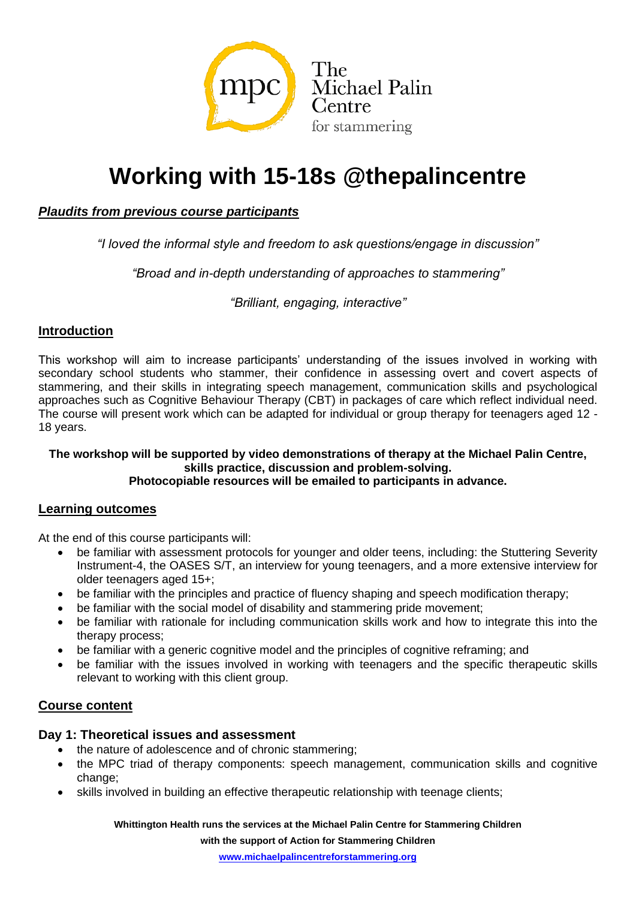The Michael Palin Centre for stammering

# Working with 15-18s @thepalincentre

***Plaudits from previous course participants***

*"I loved the informal style and freedom to ask questions/engage in discussion"*

*"Broad and in-depth understanding of approaches to stammering"*

*"Brilliant, engaging, interactive"*

## Introduction

This workshop will aim to increase participants' understanding of the issues involved in working with secondary school students who stammer, their confidence in assessing overt and covert aspects of stammering, and their skills in integrating speech management, communication skills and psychological approaches such as Cognitive Behaviour Therapy (CBT) in packages of care which reflect individual need. The course will present work which can be adapted for individual or group therapy for teenagers aged 12 - 18 years.

**The workshop will be supported by video demonstrations of therapy at the Michael Palin Centre, skills practice, discussion and problem-solving.**
**Photocopiable resources will be emailed to participants in advance.**

## Learning outcomes

At the end of this course participants will:

- be familiar with assessment protocols for younger and older teens, including: the Stuttering Severity Instrument-4, the OASES S/T, an interview for young teenagers, and a more extensive interview for older teenagers aged 15+;
- be familiar with the principles and practice of fluency shaping and speech modification therapy;
- be familiar with the social model of disability and stammering pride movement;
- be familiar with rationale for including communication skills work and how to integrate this into the therapy process;
- be familiar with a generic cognitive model and the principles of cognitive reframing; and
- be familiar with the issues involved in working with teenagers and the specific therapeutic skills relevant to working with this client group.

## Course content

### Day 1: Theoretical issues and assessment

- the nature of adolescence and of chronic stammering;
- the MPC triad of therapy components: speech management, communication skills and cognitive change;
- skills involved in building an effective therapeutic relationship with teenage clients;

**Whittington Health runs the services at the Michael Palin Centre for Stammering Children with the support of Action for Stammering Children**
**www.michaelpalincentreforstammering.org**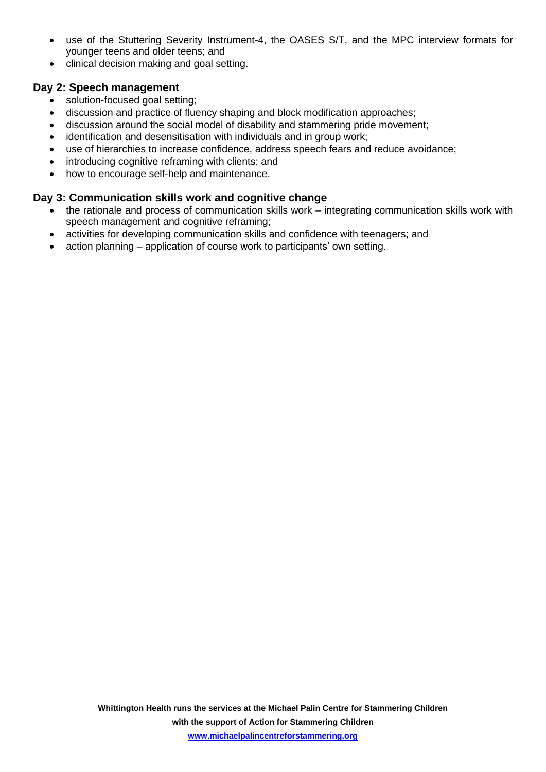- use of the Stuttering Severity Instrument-4, the OASES S/T, and the MPC interview formats for younger teens and older teens; and
- clinical decision making and goal setting.

### Day 2: Speech management

- solution-focused goal setting;
- discussion and practice of fluency shaping and block modification approaches;
- discussion around the social model of disability and stammering pride movement;
- identification and desensitisation with individuals and in group work;
- use of hierarchies to increase confidence, address speech fears and reduce avoidance;
- introducing cognitive reframing with clients; and
- how to encourage self-help and maintenance.

### Day 3: Communication skills work and cognitive change

- the rationale and process of communication skills work – integrating communication skills work with speech management and cognitive reframing;
- activities for developing communication skills and confidence with teenagers; and
- action planning – application of course work to participants' own setting.

**Whittington Health runs the services at the Michael Palin Centre for Stammering Children with the support of Action for Stammering Children**

**www.michaelpalincentreforstammering.org**